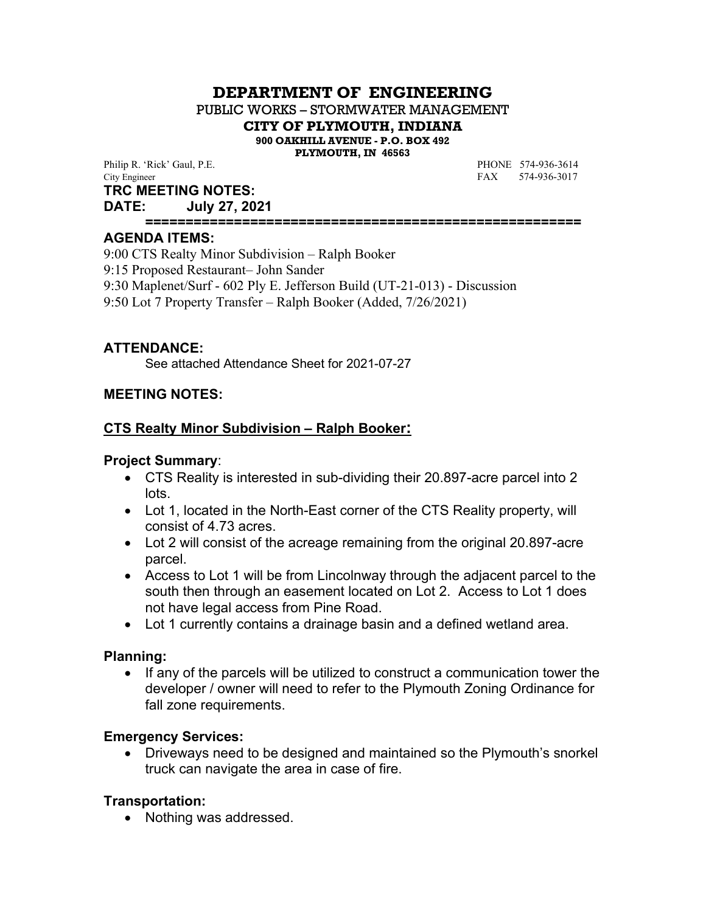# DEPARTMENT OF ENGINEERING

PUBLIC WORKS – STORMWATER MANAGEMENT

**CITY OF PLYMOUTH, INDIANA**

**900 OAKHILL AVENUE - P.O. BOX 492**

**PLYMOUTH, IN 46563**

Philip R. 'Rick' Gaul, P.E. PHONE 574-936-3614
City Engineer FAX 574-936-3017

**TRC MEETING NOTES:**

**DATE: July 27, 2021**

**=====================================================**

## AGENDA ITEMS:

9:00 CTS Realty Minor Subdivision – Ralph Booker
9:15 Proposed Restaurant– John Sander
9:30 Maplenet/Surf - 602 Ply E. Jefferson Build (UT-21-013) - Discussion
9:50 Lot 7 Property Transfer – Ralph Booker (Added, 7/26/2021)

## ATTENDANCE:

See attached Attendance Sheet for 2021-07-27

## MEETING NOTES:

### CTS Realty Minor Subdivision – Ralph Booker:

**Project Summary**:

- CTS Reality is interested in sub-dividing their 20.897-acre parcel into 2 lots.
- Lot 1, located in the North-East corner of the CTS Reality property, will consist of 4.73 acres.
- Lot 2 will consist of the acreage remaining from the original 20.897-acre parcel.
- Access to Lot 1 will be from Lincolnway through the adjacent parcel to the south then through an easement located on Lot 2. Access to Lot 1 does not have legal access from Pine Road.
- Lot 1 currently contains a drainage basin and a defined wetland area.

**Planning:**

- If any of the parcels will be utilized to construct a communication tower the developer / owner will need to refer to the Plymouth Zoning Ordinance for fall zone requirements.

**Emergency Services:**

- Driveways need to be designed and maintained so the Plymouth's snorkel truck can navigate the area in case of fire.

**Transportation:**

- Nothing was addressed.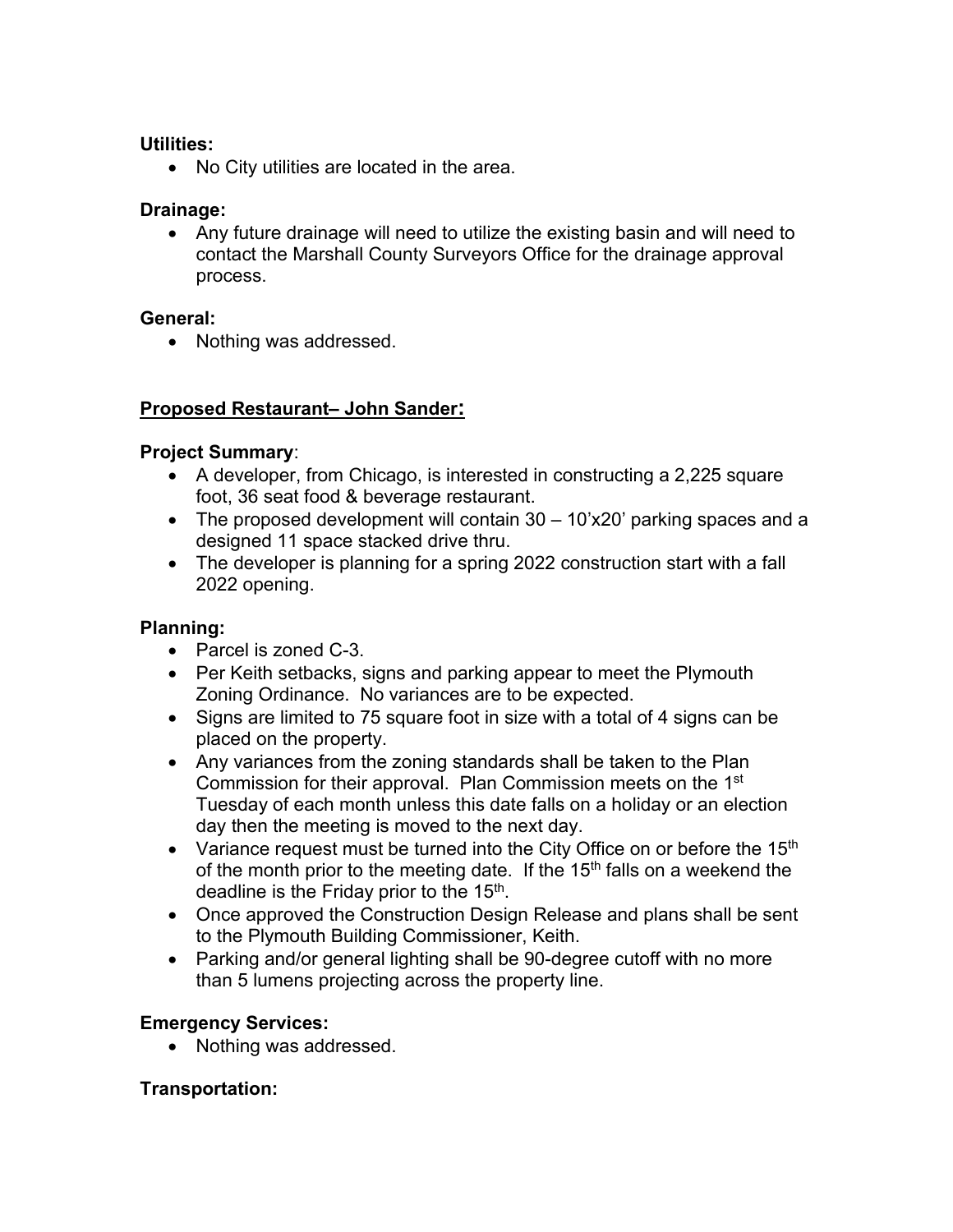**Utilities:**

- No City utilities are located in the area.

**Drainage:**

- Any future drainage will need to utilize the existing basin and will need to contact the Marshall County Surveyors Office for the drainage approval process.

**General:**

- Nothing was addressed.

## Proposed Restaurant– John Sander:

**Project Summary**:

- A developer, from Chicago, is interested in constructing a 2,225 square foot, 36 seat food & beverage restaurant.
- The proposed development will contain 30 – 10'x20' parking spaces and a designed 11 space stacked drive thru.
- The developer is planning for a spring 2022 construction start with a fall 2022 opening.

**Planning:**

- Parcel is zoned C-3.
- Per Keith setbacks, signs and parking appear to meet the Plymouth Zoning Ordinance. No variances are to be expected.
- Signs are limited to 75 square foot in size with a total of 4 signs can be placed on the property.
- Any variances from the zoning standards shall be taken to the Plan Commission for their approval. Plan Commission meets on the 1st Tuesday of each month unless this date falls on a holiday or an election day then the meeting is moved to the next day.
- Variance request must be turned into the City Office on or before the 15th of the month prior to the meeting date. If the 15th falls on a weekend the deadline is the Friday prior to the 15th.
- Once approved the Construction Design Release and plans shall be sent to the Plymouth Building Commissioner, Keith.
- Parking and/or general lighting shall be 90-degree cutoff with no more than 5 lumens projecting across the property line.

**Emergency Services:**

- Nothing was addressed.

**Transportation:**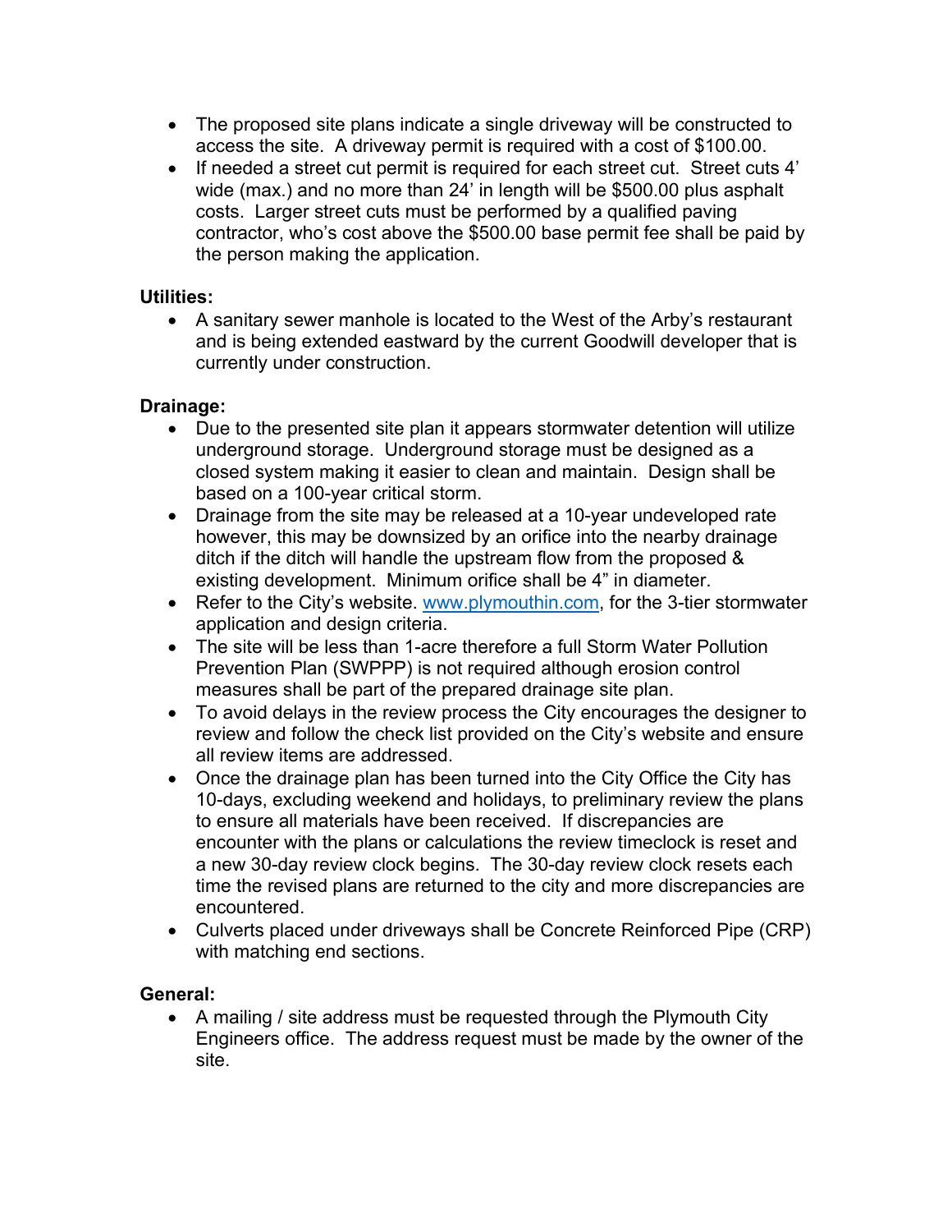- The proposed site plans indicate a single driveway will be constructed to access the site. A driveway permit is required with a cost of $100.00.
- If needed a street cut permit is required for each street cut. Street cuts 4' wide (max.) and no more than 24' in length will be $500.00 plus asphalt costs. Larger street cuts must be performed by a qualified paving contractor, who's cost above the $500.00 base permit fee shall be paid by the person making the application.

**Utilities:**

- A sanitary sewer manhole is located to the West of the Arby's restaurant and is being extended eastward by the current Goodwill developer that is currently under construction.

**Drainage:**

- Due to the presented site plan it appears stormwater detention will utilize underground storage. Underground storage must be designed as a closed system making it easier to clean and maintain. Design shall be based on a 100-year critical storm.
- Drainage from the site may be released at a 10-year undeveloped rate however, this may be downsized by an orifice into the nearby drainage ditch if the ditch will handle the upstream flow from the proposed & existing development. Minimum orifice shall be 4" in diameter.
- Refer to the City's website. [www.plymouthin.com](http://www.plymouthin.com), for the 3-tier stormwater application and design criteria.
- The site will be less than 1-acre therefore a full Storm Water Pollution Prevention Plan (SWPPP) is not required although erosion control measures shall be part of the prepared drainage site plan.
- To avoid delays in the review process the City encourages the designer to review and follow the check list provided on the City's website and ensure all review items are addressed.
- Once the drainage plan has been turned into the City Office the City has 10-days, excluding weekend and holidays, to preliminary review the plans to ensure all materials have been received. If discrepancies are encounter with the plans or calculations the review timeclock is reset and a new 30-day review clock begins. The 30-day review clock resets each time the revised plans are returned to the city and more discrepancies are encountered.
- Culverts placed under driveways shall be Concrete Reinforced Pipe (CRP) with matching end sections.

**General:**

- A mailing / site address must be requested through the Plymouth City Engineers office. The address request must be made by the owner of the site.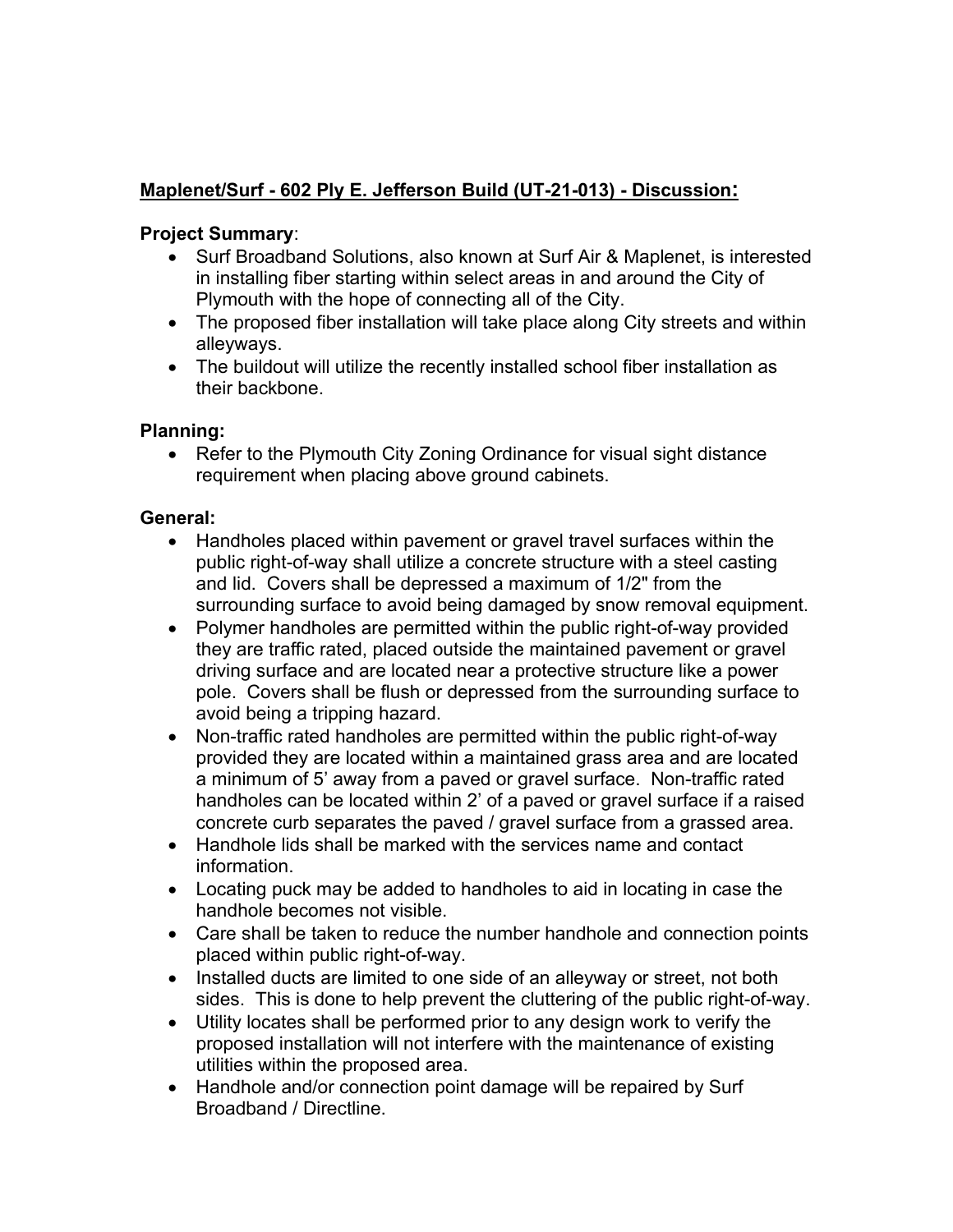## **Maplenet/Surf - 602 Ply E. Jefferson Build (UT-21-013) - Discussion:**

**Project Summary**:

- Surf Broadband Solutions, also known at Surf Air & Maplenet, is interested in installing fiber starting within select areas in and around the City of Plymouth with the hope of connecting all of the City.
- The proposed fiber installation will take place along City streets and within alleyways.
- The buildout will utilize the recently installed school fiber installation as their backbone.

**Planning:**

- Refer to the Plymouth City Zoning Ordinance for visual sight distance requirement when placing above ground cabinets.

**General:**

- Handholes placed within pavement or gravel travel surfaces within the public right-of-way shall utilize a concrete structure with a steel casting and lid. Covers shall be depressed a maximum of 1/2" from the surrounding surface to avoid being damaged by snow removal equipment.
- Polymer handholes are permitted within the public right-of-way provided they are traffic rated, placed outside the maintained pavement or gravel driving surface and are located near a protective structure like a power pole. Covers shall be flush or depressed from the surrounding surface to avoid being a tripping hazard.
- Non-traffic rated handholes are permitted within the public right-of-way provided they are located within a maintained grass area and are located a minimum of 5' away from a paved or gravel surface. Non-traffic rated handholes can be located within 2' of a paved or gravel surface if a raised concrete curb separates the paved / gravel surface from a grassed area.
- Handhole lids shall be marked with the services name and contact information.
- Locating puck may be added to handholes to aid in locating in case the handhole becomes not visible.
- Care shall be taken to reduce the number handhole and connection points placed within public right-of-way.
- Installed ducts are limited to one side of an alleyway or street, not both sides. This is done to help prevent the cluttering of the public right-of-way.
- Utility locates shall be performed prior to any design work to verify the proposed installation will not interfere with the maintenance of existing utilities within the proposed area.
- Handhole and/or connection point damage will be repaired by Surf Broadband / Directline.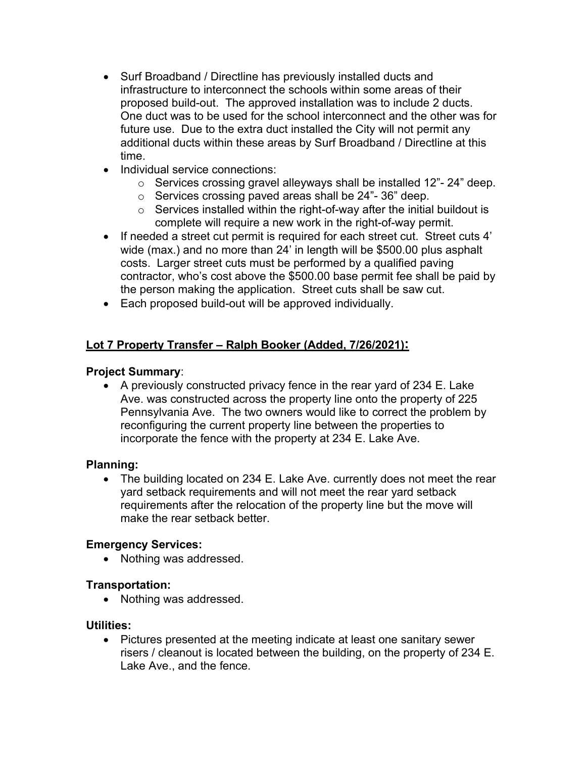- Surf Broadband / Directline has previously installed ducts and infrastructure to interconnect the schools within some areas of their proposed build-out. The approved installation was to include 2 ducts. One duct was to be used for the school interconnect and the other was for future use. Due to the extra duct installed the City will not permit any additional ducts within these areas by Surf Broadband / Directline at this time.
- Individual service connections:
  - Services crossing gravel alleyways shall be installed 12”- 24” deep.
  - Services crossing paved areas shall be 24”- 36” deep.
  - Services installed within the right-of-way after the initial buildout is complete will require a new work in the right-of-way permit.
- If needed a street cut permit is required for each street cut. Street cuts 4’ wide (max.) and no more than 24’ in length will be $500.00 plus asphalt costs. Larger street cuts must be performed by a qualified paving contractor, who’s cost above the $500.00 base permit fee shall be paid by the person making the application. Street cuts shall be saw cut.
- Each proposed build-out will be approved individually.

## **<u>Lot 7 Property Transfer – Ralph Booker (Added, 7/26/2021):</u>**

### **Project Summary**:

- A previously constructed privacy fence in the rear yard of 234 E. Lake Ave. was constructed across the property line onto the property of 225 Pennsylvania Ave. The two owners would like to correct the problem by reconfiguring the current property line between the properties to incorporate the fence with the property at 234 E. Lake Ave.

### **Planning:**

- The building located on 234 E. Lake Ave. currently does not meet the rear yard setback requirements and will not meet the rear yard setback requirements after the relocation of the property line but the move will make the rear setback better.

### **Emergency Services:**

- Nothing was addressed.

### **Transportation:**

- Nothing was addressed.

### **Utilities:**

- Pictures presented at the meeting indicate at least one sanitary sewer risers / cleanout is located between the building, on the property of 234 E. Lake Ave., and the fence.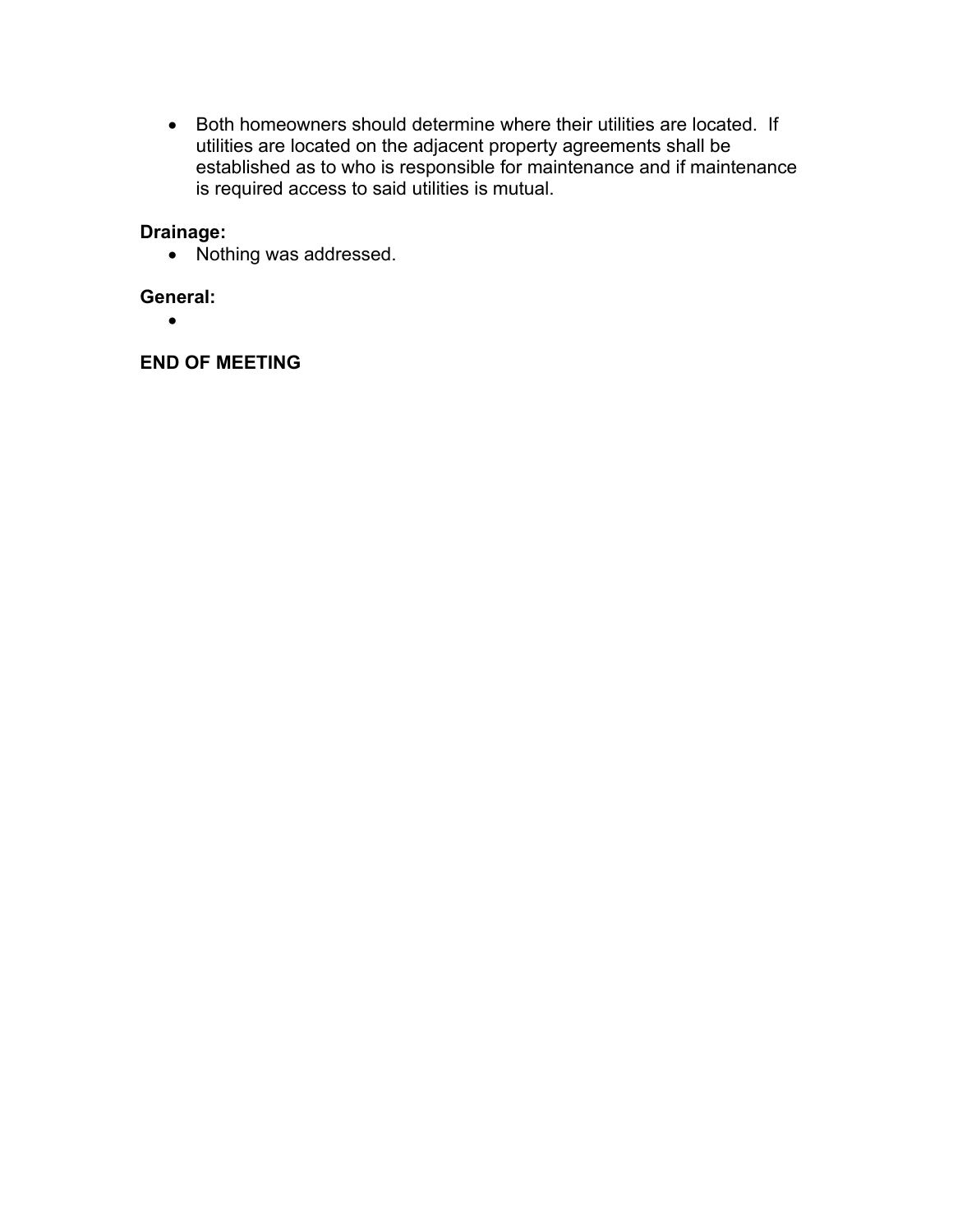- Both homeowners should determine where their utilities are located. If utilities are located on the adjacent property agreements shall be established as to who is responsible for maintenance and if maintenance is required access to said utilities is mutual.

**Drainage:**

- Nothing was addressed.

**General:**

- 

**END OF MEETING**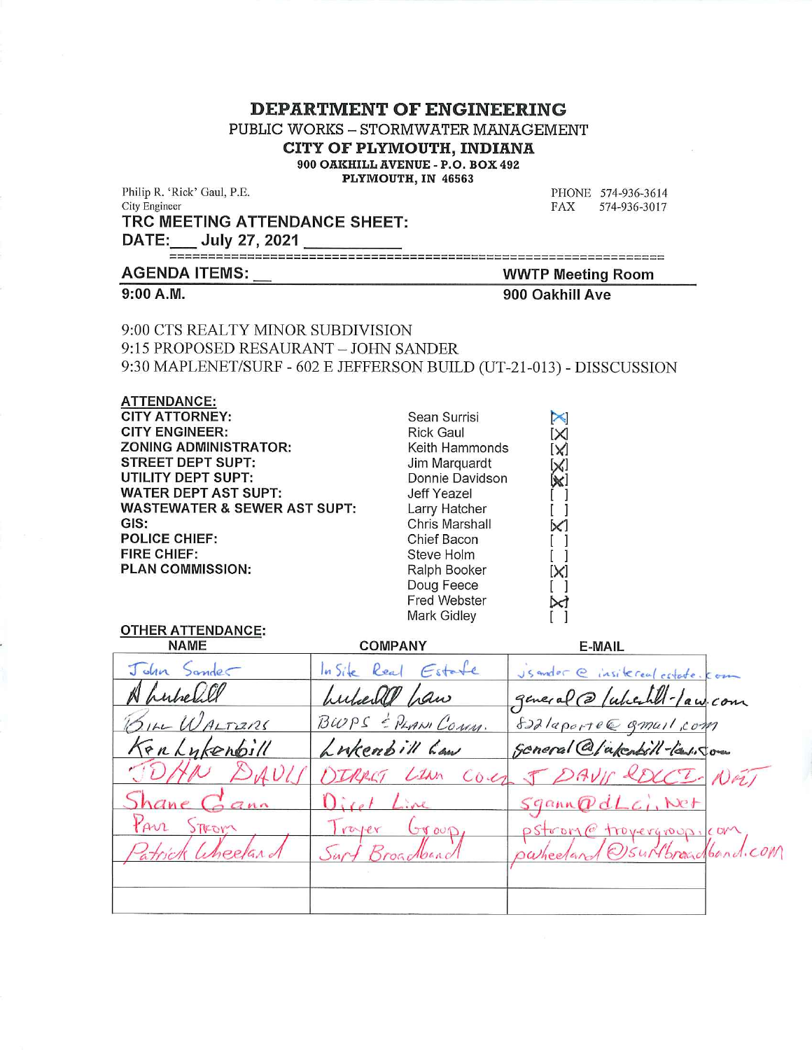# DEPARTMENT OF ENGINEERING

PUBLIC WORKS – STORMWATER MANAGEMENT

**CITY OF PLYMOUTH, INDIANA**

**900 OAKHILL AVENUE - P.O. BOX 492**

**PLYMOUTH, IN 46563**

Philip R. 'Rick' Gaul, P.E.
City Engineer

PHONE 574-936-3614
FAX 574-936-3017

**TRC MEETING ATTENDANCE SHEET:**

**DATE:___ July 27, 2021 ___________**

=============================================================

**AGENDA ITEMS: __** **WWTP Meeting Room**

**9:00 A.M.** **900 Oakhill Ave**

9:00 CTS REALTY MINOR SUBDIVISION
9:15 PROPOSED RESAURANT – JOHN SANDER
9:30 MAPLENET/SURF - 602 E JEFFERSON BUILD (UT-21-013) - DISSCUSSION

**ATTENDANCE:**

| | | |
|---|---|---|
| **CITY ATTORNEY:** | Sean Surrisi | [X] |
| **CITY ENGINEER:** | Rick Gaul | [X] |
| **ZONING ADMINISTRATOR:** | Keith Hammonds | [X] |
| **STREET DEPT SUPT:** | Jim Marquardt | [X] |
| **UTILITY DEPT SUPT:** | Donnie Davidson | [X] |
| **WATER DEPT AST SUPT:** | Jeff Yeazel | [ ] |
| **WASTEWATER & SEWER AST SUPT:** | Larry Hatcher | [ ] |
| **GIS:** | Chris Marshall | [X] |
| **POLICE CHIEF:** | Chief Bacon | [ ] |
| **FIRE CHIEF:** | Steve Holm | [ ] |
| **PLAN COMMISSION:** | Ralph Booker | [X] |
| | Doug Feece | [ ] |
| | Fred Webster | [X] |
| | Mark Gidley | [ ] |

**OTHER ATTENDANCE:**

| NAME | COMPANY | E-MAIL |
|---|---|---|
| John Sander | In Site Real Estate | jsander@insiterealestate.com |
| A Lukenbill | Lukenbill Law | general@lukenbill-law.com |
| Bill Walters | BWPS & Plan Comm. | 822laporte@gmail.com |
| Ken Lukenbill | Lukenbill Law | general@lukenbill-law.com |
| John Davis | Direct Line Co. | J DAVIS@DLCI.NET |
| Shane Gann | Direct Line | sgann@dLci.Net |
| Paul Strom | Troyer Group | pstrom@troyergroup.com |
| Patrick Wheeland | Surf Broadband | pwheeland@surfbroadband.com |
| | | |
| | | |